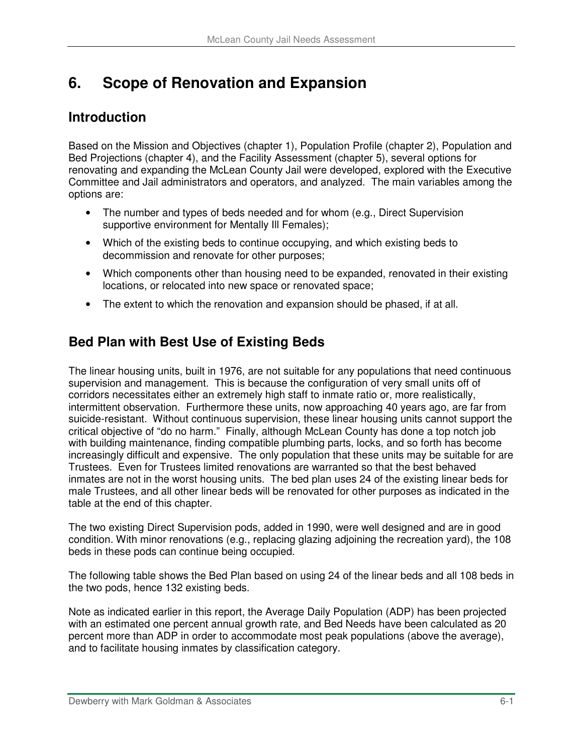# 6. Scope of Renovation and Expansion

## Introduction

Based on the Mission and Objectives (chapter 1), Population Profile (chapter 2), Population and Bed Projections (chapter 4), and the Facility Assessment (chapter 5), several options for renovating and expanding the McLean County Jail were developed, explored with the Executive Committee and Jail administrators and operators, and analyzed. The main variables among the options are:

- The number and types of beds needed and for whom (e.g., Direct Supervision supportive environment for Mentally Ill Females);
- Which of the existing beds to continue occupying, and which existing beds to decommission and renovate for other purposes;
- Which components other than housing need to be expanded, renovated in their existing locations, or relocated into new space or renovated space;
- The extent to which the renovation and expansion should be phased, if at all.

## Bed Plan with Best Use of Existing Beds

The linear housing units, built in 1976, are not suitable for any populations that need continuous supervision and management. This is because the configuration of very small units off of corridors necessitates either an extremely high staff to inmate ratio or, more realistically, intermittent observation. Furthermore these units, now approaching 40 years ago, are far from suicide-resistant. Without continuous supervision, these linear housing units cannot support the critical objective of "do no harm." Finally, although McLean County has done a top notch job with building maintenance, finding compatible plumbing parts, locks, and so forth has become increasingly difficult and expensive. The only population that these units may be suitable for are Trustees. Even for Trustees limited renovations are warranted so that the best behaved inmates are not in the worst housing units. The bed plan uses 24 of the existing linear beds for male Trustees, and all other linear beds will be renovated for other purposes as indicated in the table at the end of this chapter.

The two existing Direct Supervision pods, added in 1990, were well designed and are in good condition. With minor renovations (e.g., replacing glazing adjoining the recreation yard), the 108 beds in these pods can continue being occupied.

The following table shows the Bed Plan based on using 24 of the linear beds and all 108 beds in the two pods, hence 132 existing beds.

Note as indicated earlier in this report, the Average Daily Population (ADP) has been projected with an estimated one percent annual growth rate, and Bed Needs have been calculated as 20 percent more than ADP in order to accommodate most peak populations (above the average), and to facilitate housing inmates by classification category.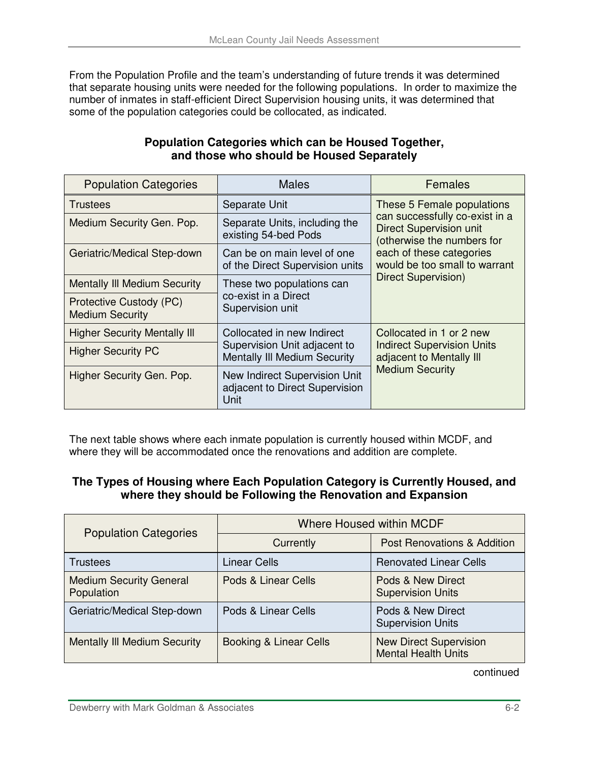From the Population Profile and the team's understanding of future trends it was determined that separate housing units were needed for the following populations. In order to maximize the number of inmates in staff-efficient Direct Supervision housing units, it was determined that some of the population categories could be collocated, as indicated.

**Population Categories which can be Housed Together, and those who should be Housed Separately**

| Population Categories | Males | Females |
|---|---|---|
| Trustees | Separate Unit | These 5 Female populations can successfully co-exist in a Direct Supervision unit (otherwise the numbers for each of these categories would be too small to warrant Direct Supervision) |
| Medium Security Gen. Pop. | Separate Units, including the existing 54-bed Pods | |
| Geriatric/Medical Step-down | Can be on main level of one of the Direct Supervision units | |
| Mentally Ill Medium Security | These two populations can co-exist in a Direct Supervision unit | |
| Protective Custody (PC) Medium Security | | |
| Higher Security Mentally Ill | Collocated in new Indirect Supervision Unit adjacent to Mentally Ill Medium Security | Collocated in 1 or 2 new Indirect Supervision Units adjacent to Mentally Ill Medium Security |
| Higher Security PC | | |
| Higher Security Gen. Pop. | New Indirect Supervision Unit adjacent to Direct Supervision Unit | |

The next table shows where each inmate population is currently housed within MCDF, and where they will be accommodated once the renovations and addition are complete.

**The Types of Housing where Each Population Category is Currently Housed, and where they should be Following the Renovation and Expansion**

| Population Categories | Where Housed within MCDF | |
|---|---|---|
| | Currently | Post Renovations & Addition |
| Trustees | Linear Cells | Renovated Linear Cells |
| Medium Security General Population | Pods & Linear Cells | Pods & New Direct Supervision Units |
| Geriatric/Medical Step-down | Pods & Linear Cells | Pods & New Direct Supervision Units |
| Mentally Ill Medium Security | Booking & Linear Cells | New Direct Supervision Mental Health Units |

continued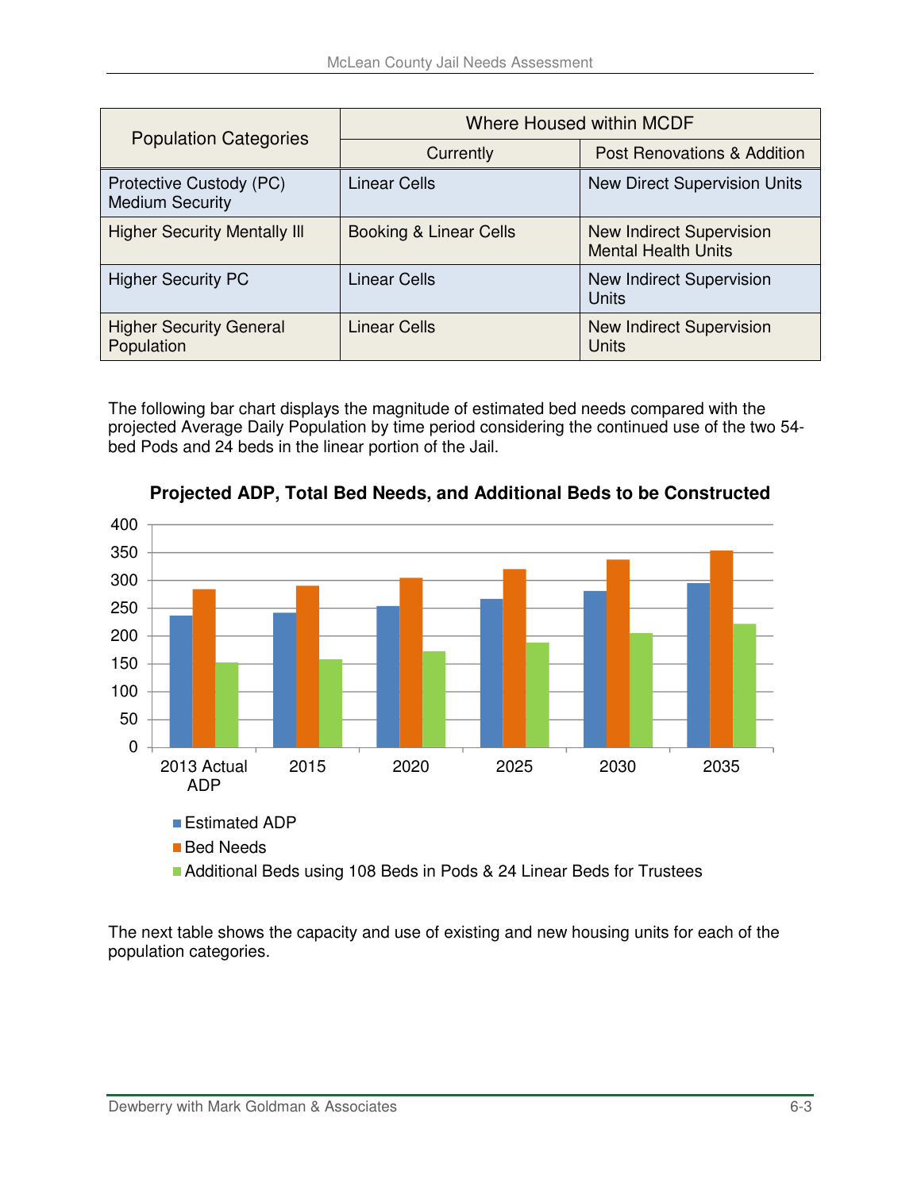| Population Categories | Where Housed within MCDF | |
|---|---|---|
| | Currently | Post Renovations & Addition |
| Protective Custody (PC) Medium Security | Linear Cells | New Direct Supervision Units |
| Higher Security Mentally Ill | Booking & Linear Cells | New Indirect Supervision Mental Health Units |
| Higher Security PC | Linear Cells | New Indirect Supervision Units |
| Higher Security General Population | Linear Cells | New Indirect Supervision Units |

The following bar chart displays the magnitude of estimated bed needs compared with the projected Average Daily Population by time period considering the continued use of the two 54-bed Pods and 24 beds in the linear portion of the Jail.

**Projected ADP, Total Bed Needs, and Additional Beds to be Constructed**

| | 2013 Actual ADP | 2015 | 2020 | 2025 | 2030 | 2035 |
|---|---|---|---|---|---|---|
| Estimated ADP | ~237 | ~242 | ~254 | ~267 | ~281 | ~295 |
| Bed Needs | ~284 | ~290 | ~305 | ~320 | ~337 | ~354 |
| Additional Beds using 108 Beds in Pods & 24 Linear Beds for Trustees | ~152 | ~158 | ~173 | ~188 | ~205 | ~222 |

The next table shows the capacity and use of existing and new housing units for each of the population categories.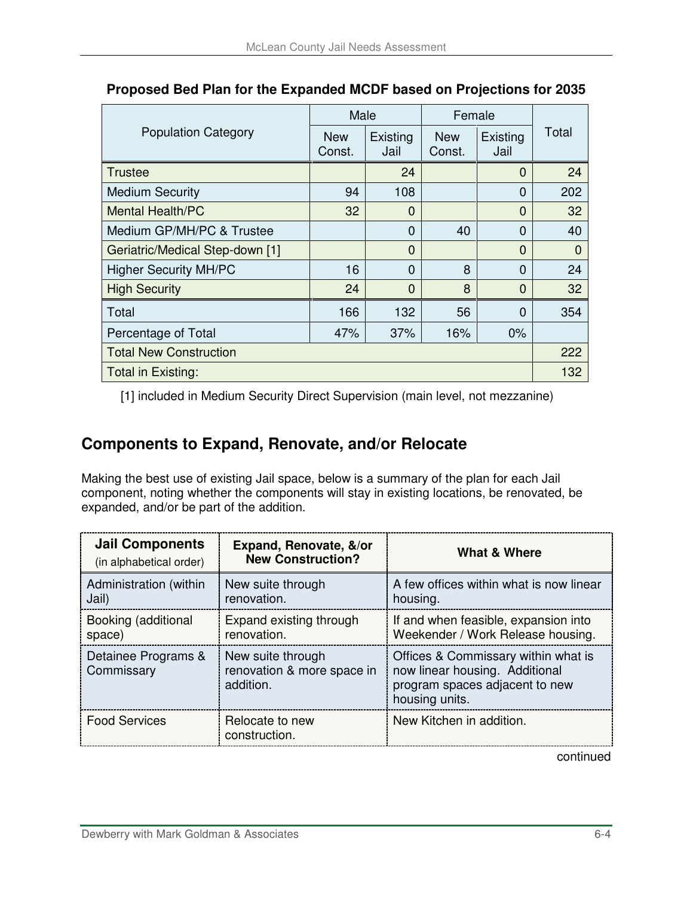**Proposed Bed Plan for the Expanded MCDF based on Projections for 2035**

| Population Category | Male | | Female | | Total |
|---|---|---|---|---|---|
| | New Const. | Existing Jail | New Const. | Existing Jail | |
| Trustee | | 24 | | 0 | 24 |
| Medium Security | 94 | 108 | | 0 | 202 |
| Mental Health/PC | 32 | 0 | | 0 | 32 |
| Medium GP/MH/PC & Trustee | | 0 | 40 | 0 | 40 |
| Geriatric/Medical Step-down [1] | | 0 | | 0 | 0 |
| Higher Security MH/PC | 16 | 0 | 8 | 0 | 24 |
| High Security | 24 | 0 | 8 | 0 | 32 |
| Total | 166 | 132 | 56 | 0 | 354 |
| Percentage of Total | 47% | 37% | 16% | 0% | |
| Total New Construction | | | | | 222 |
| Total in Existing: | | | | | 132 |

[1] included in Medium Security Direct Supervision (main level, not mezzanine)

## Components to Expand, Renovate, and/or Relocate

Making the best use of existing Jail space, below is a summary of the plan for each Jail component, noting whether the components will stay in existing locations, be renovated, be expanded, and/or be part of the addition.

| Jail Components (in alphabetical order) | Expand, Renovate, &/or New Construction? | What & Where |
|---|---|---|
| Administration (within Jail) | New suite through renovation. | A few offices within what is now linear housing. |
| Booking (additional space) | Expand existing through renovation. | If and when feasible, expansion into Weekender / Work Release housing. |
| Detainee Programs & Commissary | New suite through renovation & more space in addition. | Offices & Commissary within what is now linear housing. Additional program spaces adjacent to new housing units. |
| Food Services | Relocate to new construction. | New Kitchen in addition. |

continued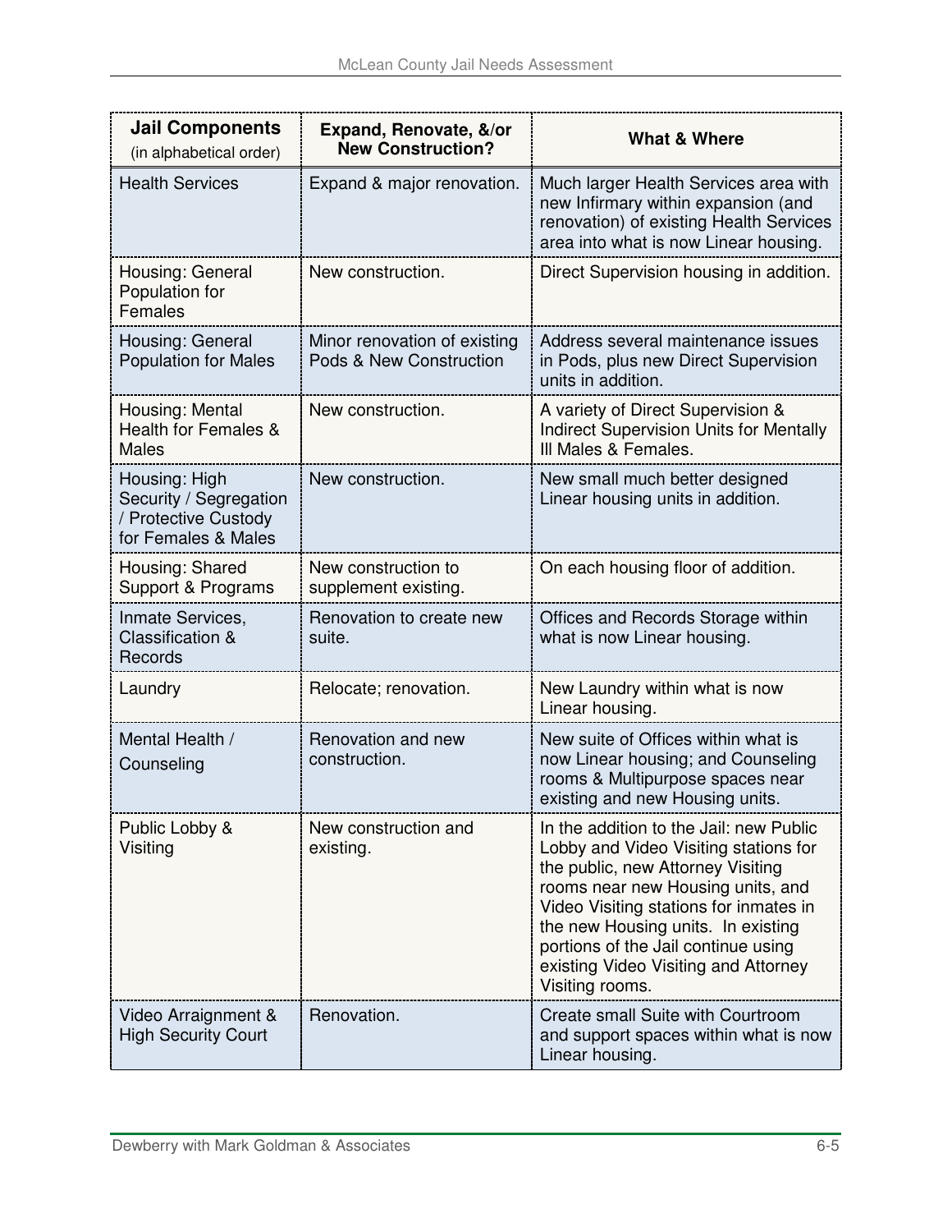| Jail Components (in alphabetical order) | Expand, Renovate, &/or New Construction? | What & Where |
|---|---|---|
| Health Services | Expand & major renovation. | Much larger Health Services area with new Infirmary within expansion (and renovation) of existing Health Services area into what is now Linear housing. |
| Housing: General Population for Females | New construction. | Direct Supervision housing in addition. |
| Housing: General Population for Males | Minor renovation of existing Pods & New Construction | Address several maintenance issues in Pods, plus new Direct Supervision units in addition. |
| Housing: Mental Health for Females & Males | New construction. | A variety of Direct Supervision & Indirect Supervision Units for Mentally Ill Males & Females. |
| Housing: High Security / Segregation / Protective Custody for Females & Males | New construction. | New small much better designed Linear housing units in addition. |
| Housing: Shared Support & Programs | New construction to supplement existing. | On each housing floor of addition. |
| Inmate Services, Classification & Records | Renovation to create new suite. | Offices and Records Storage within what is now Linear housing. |
| Laundry | Relocate; renovation. | New Laundry within what is now Linear housing. |
| Mental Health / Counseling | Renovation and new construction. | New suite of Offices within what is now Linear housing; and Counseling rooms & Multipurpose spaces near existing and new Housing units. |
| Public Lobby & Visiting | New construction and existing. | In the addition to the Jail: new Public Lobby and Video Visiting stations for the public, new Attorney Visiting rooms near new Housing units, and Video Visiting stations for inmates in the new Housing units. In existing portions of the Jail continue using existing Video Visiting and Attorney Visiting rooms. |
| Video Arraignment & High Security Court | Renovation. | Create small Suite with Courtroom and support spaces within what is now Linear housing. |